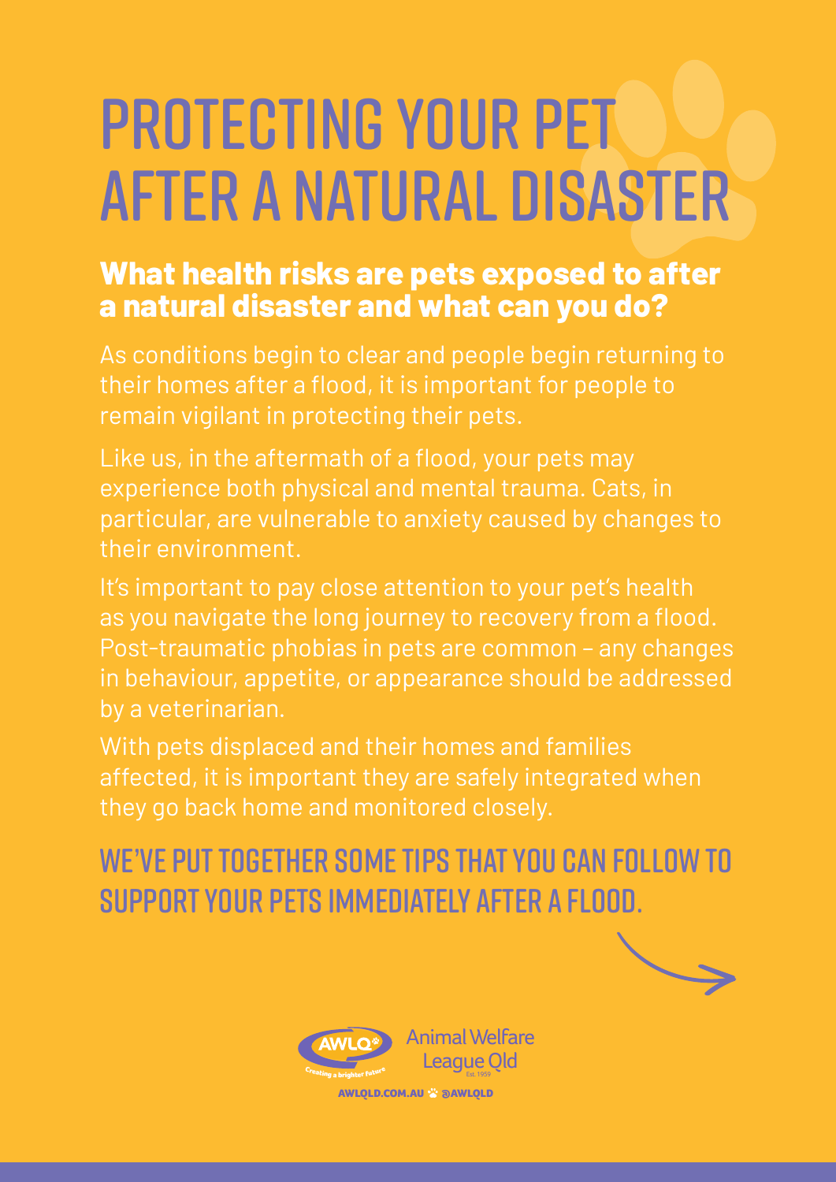# PROTECTING YOUR PET AFTER A NATURAL DISASTER

## What health risks are pets exposed to after a natural disaster and what can you do?

As conditions begin to clear and people begin returning to their homes after a flood, it is important for people to remain vigilant in protecting their pets.

Like us, in the aftermath of a flood, your pets may experience both physical and mental trauma. Cats, in particular, are vulnerable to anxiety caused by changes to their environment.

It's important to pay close attention to your pet's health as you navigate the long journey to recovery from a flood. Post-traumatic phobias in pets are common – any changes in behaviour, appetite, or appearance should be addressed by a veterinarian.

With pets displaced and their homes and families affected, it is important they are safely integrated when they go back home and monitored closely.

## WE'VE PUT TOGETHER SOME TIPS THAT YOU CAN FOLLOW TO SUPPORT YOUR PETS IMMEDIATELY AFTER A FLOOD.

AWLQ Creating a brighter future

Animal Welfare League Qld
Est. 1959

AWLQLD.COM.AU @AWLQLD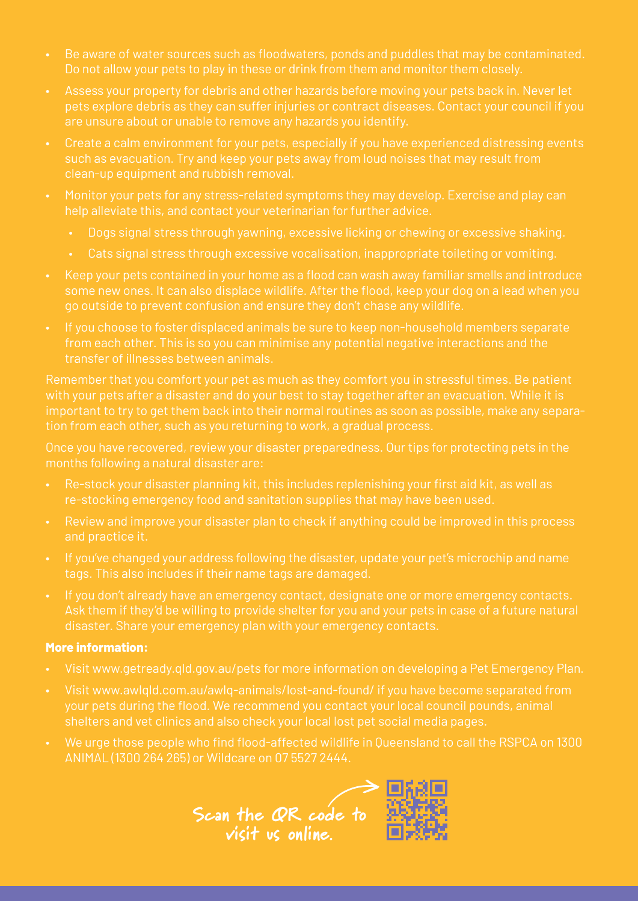- Be aware of water sources such as floodwaters, ponds and puddles that may be contaminated. Do not allow your pets to play in these or drink from them and monitor them closely.
- Assess your property for debris and other hazards before moving your pets back in. Never let pets explore debris as they can suffer injuries or contract diseases. Contact your council if you are unsure about or unable to remove any hazards you identify.
- Create a calm environment for your pets, especially if you have experienced distressing events such as evacuation. Try and keep your pets away from loud noises that may result from clean-up equipment and rubbish removal.
- Monitor your pets for any stress-related symptoms they may develop. Exercise and play can help alleviate this, and contact your veterinarian for further advice.
  - Dogs signal stress through yawning, excessive licking or chewing or excessive shaking.
  - Cats signal stress through excessive vocalisation, inappropriate toileting or vomiting.
- Keep your pets contained in your home as a flood can wash away familiar smells and introduce some new ones. It can also displace wildlife. After the flood, keep your dog on a lead when you go outside to prevent confusion and ensure they don't chase any wildlife.
- If you choose to foster displaced animals be sure to keep non-household members separate from each other. This is so you can minimise any potential negative interactions and the transfer of illnesses between animals.

Remember that you comfort your pet as much as they comfort you in stressful times. Be patient with your pets after a disaster and do your best to stay together after an evacuation. While it is important to try to get them back into their normal routines as soon as possible, make any separation from each other, such as you returning to work, a gradual process.

Once you have recovered, review your disaster preparedness. Our tips for protecting pets in the months following a natural disaster are:

- Re-stock your disaster planning kit, this includes replenishing your first aid kit, as well as re-stocking emergency food and sanitation supplies that may have been used.
- Review and improve your disaster plan to check if anything could be improved in this process and practice it.
- If you've changed your address following the disaster, update your pet's microchip and name tags. This also includes if their name tags are damaged.
- If you don't already have an emergency contact, designate one or more emergency contacts. Ask them if they'd be willing to provide shelter for you and your pets in case of a future natural disaster. Share your emergency plan with your emergency contacts.

**More information:**

- Visit www.getready.qld.gov.au/pets for more information on developing a Pet Emergency Plan.
- Visit www.awlqld.com.au/awlq-animals/lost-and-found/ if you have become separated from your pets during the flood. We recommend you contact your local council pounds, animal shelters and vet clinics and also check your local lost pet social media pages.
- We urge those people who find flood-affected wildlife in Queensland to call the RSPCA on 1300 ANIMAL (1300 264 265) or Wildcare on 07 5527 2444.

Scan the QR code to visit us online.